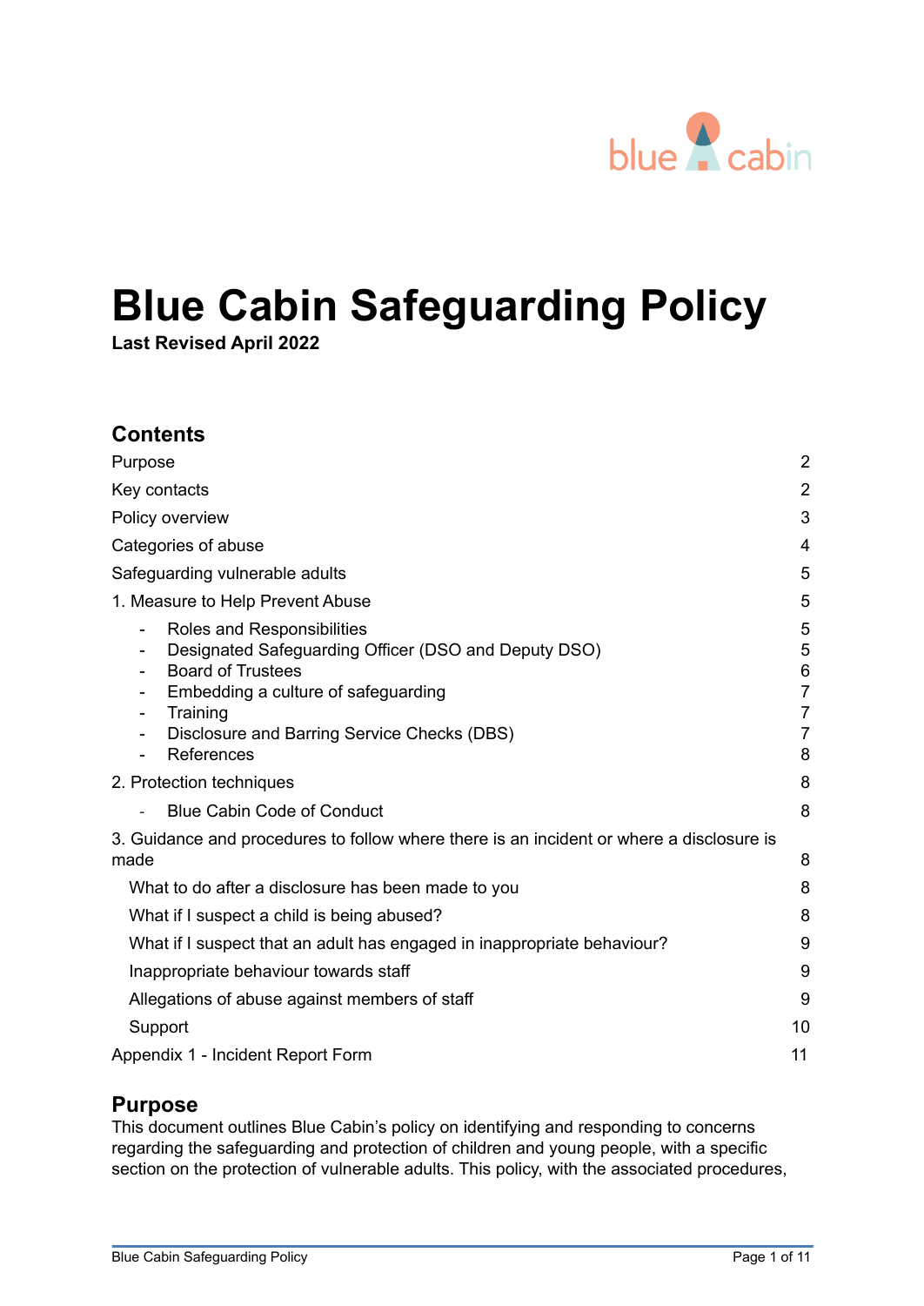# Blue Cabin Safeguarding Policy

**Last Revised April 2022**

## Contents

| | |
|---|---|
| Purpose | 2 |
| Key contacts | 2 |
| Policy overview | 3 |
| Categories of abuse | 4 |
| Safeguarding vulnerable adults | 5 |
| 1. Measure to Help Prevent Abuse | 5 |
| - Roles and Responsibilities | 5 |
| - Designated Safeguarding Officer (DSO and Deputy DSO) | 5 |
| - Board of Trustees | 6 |
| - Embedding a culture of safeguarding | 7 |
| - Training | 7 |
| - Disclosure and Barring Service Checks (DBS) | 7 |
| - References | 8 |
| 2. Protection techniques | 8 |
| - Blue Cabin Code of Conduct | 8 |
| 3. Guidance and procedures to follow where there is an incident or where a disclosure is made | 8 |
| What to do after a disclosure has been made to you | 8 |
| What if I suspect a child is being abused? | 8 |
| What if I suspect that an adult has engaged in inappropriate behaviour? | 9 |
| Inappropriate behaviour towards staff | 9 |
| Allegations of abuse against members of staff | 9 |
| Support | 10 |
| Appendix 1 - Incident Report Form | 11 |

## Purpose

This document outlines Blue Cabin's policy on identifying and responding to concerns regarding the safeguarding and protection of children and young people, with a specific section on the protection of vulnerable adults. This policy, with the associated procedures,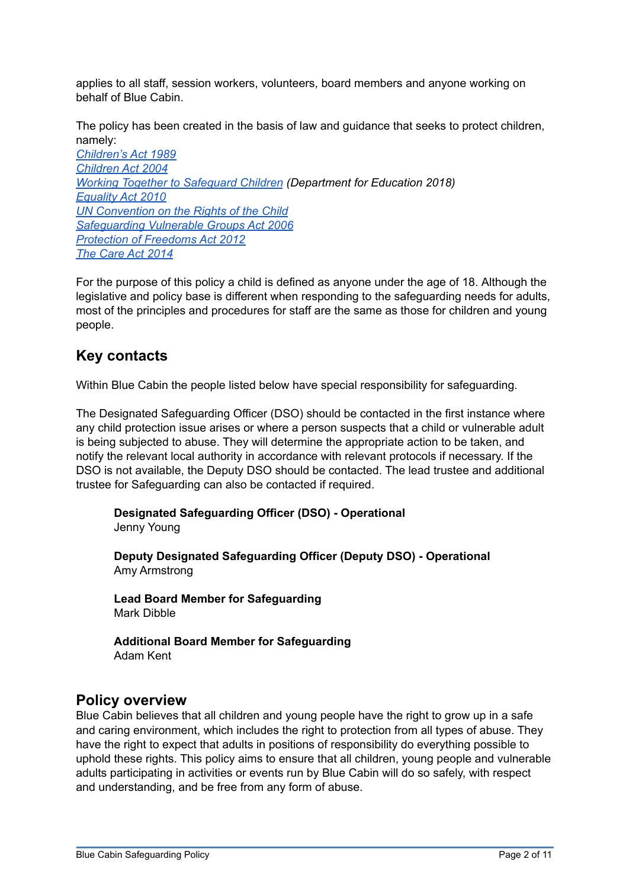applies to all staff, session workers, volunteers, board members and anyone working on behalf of Blue Cabin.

The policy has been created in the basis of law and guidance that seeks to protect children, namely:

*Children's Act 1989*
*Children Act 2004*
*Working Together to Safeguard Children (Department for Education 2018)*
*Equality Act 2010*
*UN Convention on the Rights of the Child*
*Safeguarding Vulnerable Groups Act 2006*
*Protection of Freedoms Act 2012*
*The Care Act 2014*

For the purpose of this policy a child is defined as anyone under the age of 18. Although the legislative and policy base is different when responding to the safeguarding needs for adults, most of the principles and procedures for staff are the same as those for children and young people.

## Key contacts

Within Blue Cabin the people listed below have special responsibility for safeguarding.

The Designated Safeguarding Officer (DSO) should be contacted in the first instance where any child protection issue arises or where a person suspects that a child or vulnerable adult is being subjected to abuse. They will determine the appropriate action to be taken, and notify the relevant local authority in accordance with relevant protocols if necessary. If the DSO is not available, the Deputy DSO should be contacted. The lead trustee and additional trustee for Safeguarding can also be contacted if required.

**Designated Safeguarding Officer (DSO) - Operational**
Jenny Young

**Deputy Designated Safeguarding Officer (Deputy DSO) - Operational**
Amy Armstrong

**Lead Board Member for Safeguarding**
Mark Dibble

**Additional Board Member for Safeguarding**
Adam Kent

## Policy overview

Blue Cabin believes that all children and young people have the right to grow up in a safe and caring environment, which includes the right to protection from all types of abuse. They have the right to expect that adults in positions of responsibility do everything possible to uphold these rights. This policy aims to ensure that all children, young people and vulnerable adults participating in activities or events run by Blue Cabin will do so safely, with respect and understanding, and be free from any form of abuse.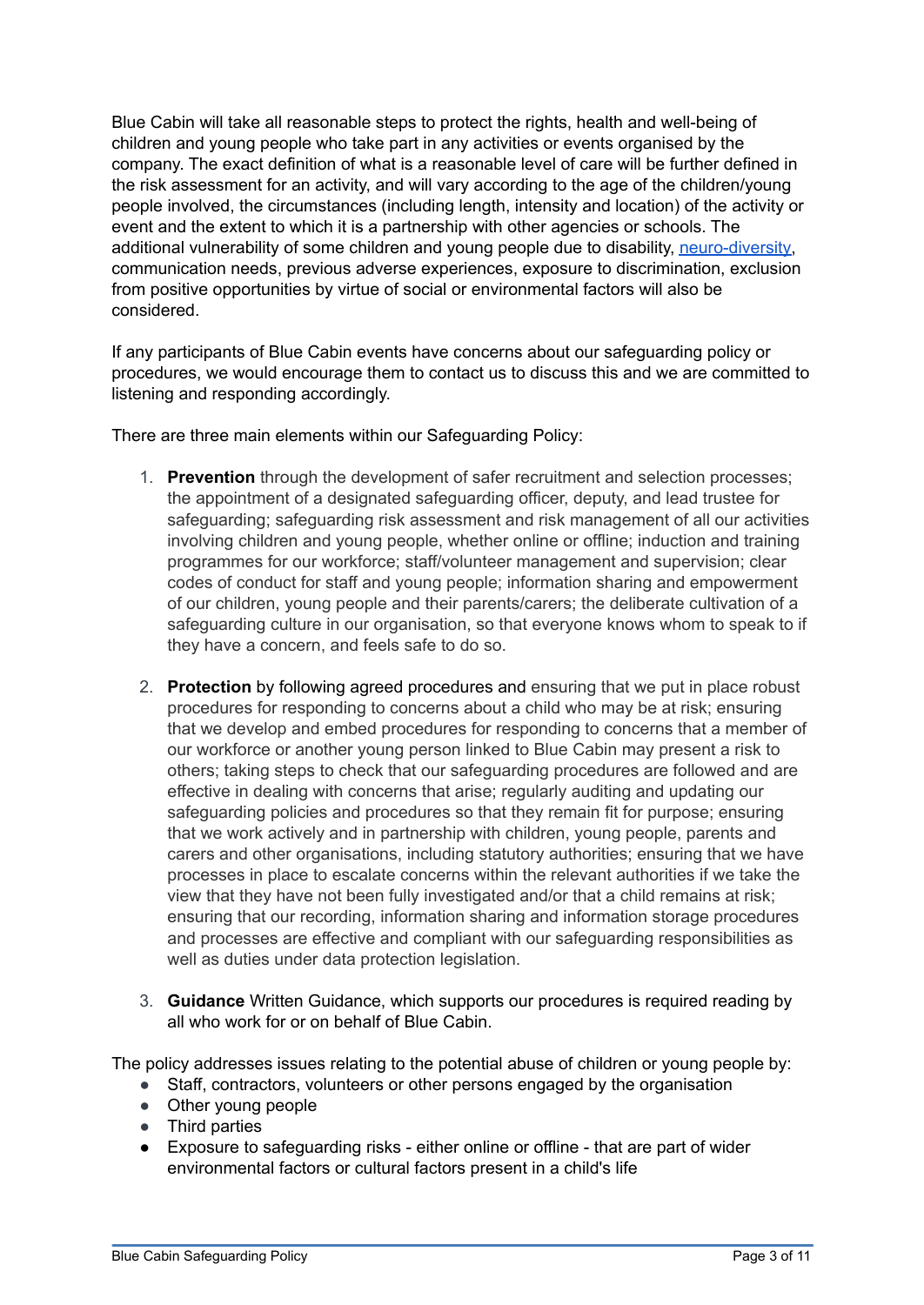Blue Cabin will take all reasonable steps to protect the rights, health and well-being of children and young people who take part in any activities or events organised by the company. The exact definition of what is a reasonable level of care will be further defined in the risk assessment for an activity, and will vary according to the age of the children/young people involved, the circumstances (including length, intensity and location) of the activity or event and the extent to which it is a partnership with other agencies or schools. The additional vulnerability of some children and young people due to disability, neuro-diversity, communication needs, previous adverse experiences, exposure to discrimination, exclusion from positive opportunities by virtue of social or environmental factors will also be considered.

If any participants of Blue Cabin events have concerns about our safeguarding policy or procedures, we would encourage them to contact us to discuss this and we are committed to listening and responding accordingly.

There are three main elements within our Safeguarding Policy:

1. **Prevention** through the development of safer recruitment and selection processes; the appointment of a designated safeguarding officer, deputy, and lead trustee for safeguarding; safeguarding risk assessment and risk management of all our activities involving children and young people, whether online or offline; induction and training programmes for our workforce; staff/volunteer management and supervision; clear codes of conduct for staff and young people; information sharing and empowerment of our children, young people and their parents/carers; the deliberate cultivation of a safeguarding culture in our organisation, so that everyone knows whom to speak to if they have a concern, and feels safe to do so.

2. **Protection** by following agreed procedures and ensuring that we put in place robust procedures for responding to concerns about a child who may be at risk; ensuring that we develop and embed procedures for responding to concerns that a member of our workforce or another young person linked to Blue Cabin may present a risk to others; taking steps to check that our safeguarding procedures are followed and are effective in dealing with concerns that arise; regularly auditing and updating our safeguarding policies and procedures so that they remain fit for purpose; ensuring that we work actively and in partnership with children, young people, parents and carers and other organisations, including statutory authorities; ensuring that we have processes in place to escalate concerns within the relevant authorities if we take the view that they have not been fully investigated and/or that a child remains at risk; ensuring that our recording, information sharing and information storage procedures and processes are effective and compliant with our safeguarding responsibilities as well as duties under data protection legislation.

3. **Guidance** Written Guidance, which supports our procedures is required reading by all who work for or on behalf of Blue Cabin.

The policy addresses issues relating to the potential abuse of children or young people by:

- Staff, contractors, volunteers or other persons engaged by the organisation
- Other young people
- Third parties
- Exposure to safeguarding risks - either online or offline - that are part of wider environmental factors or cultural factors present in a child's life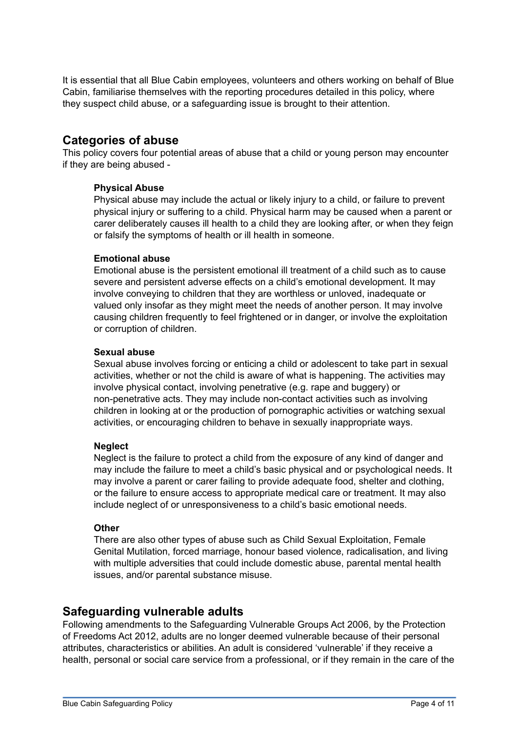It is essential that all Blue Cabin employees, volunteers and others working on behalf of Blue Cabin, familiarise themselves with the reporting procedures detailed in this policy, where they suspect child abuse, or a safeguarding issue is brought to their attention.

## Categories of abuse

This policy covers four potential areas of abuse that a child or young person may encounter if they are being abused -

**Physical Abuse**
Physical abuse may include the actual or likely injury to a child, or failure to prevent physical injury or suffering to a child. Physical harm may be caused when a parent or carer deliberately causes ill health to a child they are looking after, or when they feign or falsify the symptoms of health or ill health in someone.

**Emotional abuse**
Emotional abuse is the persistent emotional ill treatment of a child such as to cause severe and persistent adverse effects on a child's emotional development. It may involve conveying to children that they are worthless or unloved, inadequate or valued only insofar as they might meet the needs of another person. It may involve causing children frequently to feel frightened or in danger, or involve the exploitation or corruption of children.

**Sexual abuse**
Sexual abuse involves forcing or enticing a child or adolescent to take part in sexual activities, whether or not the child is aware of what is happening. The activities may involve physical contact, involving penetrative (e.g. rape and buggery) or non-penetrative acts. They may include non-contact activities such as involving children in looking at or the production of pornographic activities or watching sexual activities, or encouraging children to behave in sexually inappropriate ways.

**Neglect**
Neglect is the failure to protect a child from the exposure of any kind of danger and may include the failure to meet a child's basic physical and or psychological needs. It may involve a parent or carer failing to provide adequate food, shelter and clothing, or the failure to ensure access to appropriate medical care or treatment. It may also include neglect of or unresponsiveness to a child's basic emotional needs.

**Other**
There are also other types of abuse such as Child Sexual Exploitation, Female Genital Mutilation, forced marriage, honour based violence, radicalisation, and living with multiple adversities that could include domestic abuse, parental mental health issues, and/or parental substance misuse.

## Safeguarding vulnerable adults

Following amendments to the Safeguarding Vulnerable Groups Act 2006, by the Protection of Freedoms Act 2012, adults are no longer deemed vulnerable because of their personal attributes, characteristics or abilities. An adult is considered 'vulnerable' if they receive a health, personal or social care service from a professional, or if they remain in the care of the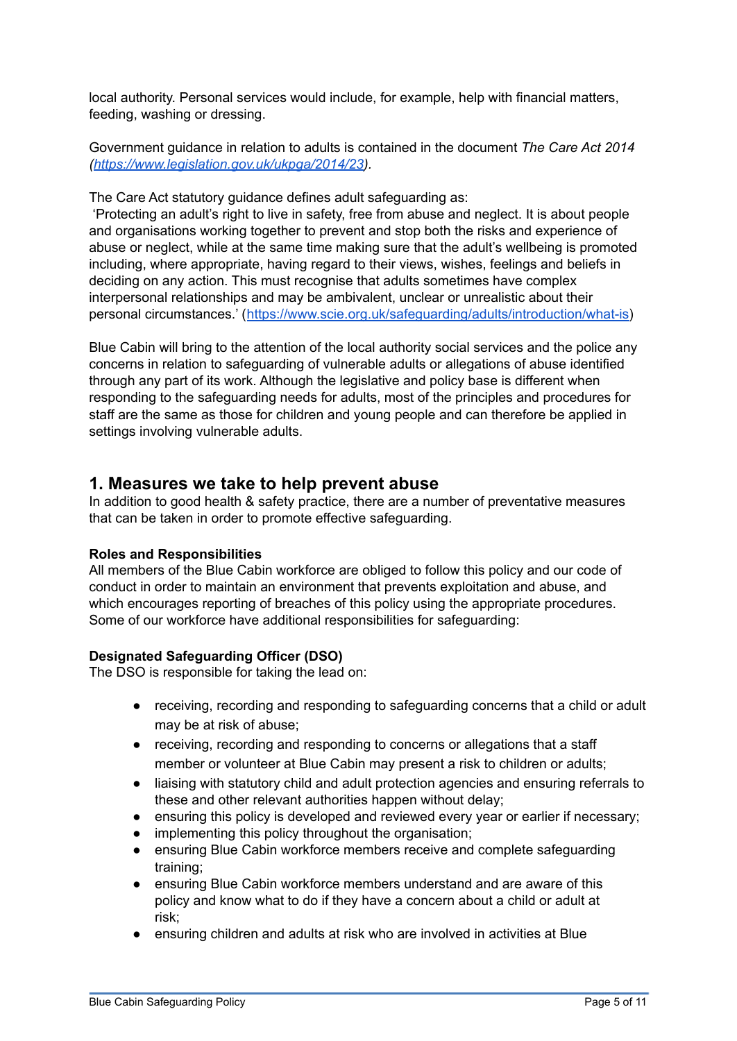local authority. Personal services would include, for example, help with financial matters, feeding, washing or dressing.

Government guidance in relation to adults is contained in the document *The Care Act 2014 (https://www.legislation.gov.uk/ukpga/2014/23)*.

The Care Act statutory guidance defines adult safeguarding as:
'Protecting an adult's right to live in safety, free from abuse and neglect. It is about people and organisations working together to prevent and stop both the risks and experience of abuse or neglect, while at the same time making sure that the adult's wellbeing is promoted including, where appropriate, having regard to their views, wishes, feelings and beliefs in deciding on any action. This must recognise that adults sometimes have complex interpersonal relationships and may be ambivalent, unclear or unrealistic about their personal circumstances.' (https://www.scie.org.uk/safeguarding/adults/introduction/what-is)

Blue Cabin will bring to the attention of the local authority social services and the police any concerns in relation to safeguarding of vulnerable adults or allegations of abuse identified through any part of its work. Although the legislative and policy base is different when responding to the safeguarding needs for adults, most of the principles and procedures for staff are the same as those for children and young people and can therefore be applied in settings involving vulnerable adults.

## 1. Measures we take to help prevent abuse

In addition to good health & safety practice, there are a number of preventative measures that can be taken in order to promote effective safeguarding.

**Roles and Responsibilities**

All members of the Blue Cabin workforce are obliged to follow this policy and our code of conduct in order to maintain an environment that prevents exploitation and abuse, and which encourages reporting of breaches of this policy using the appropriate procedures. Some of our workforce have additional responsibilities for safeguarding:

**Designated Safeguarding Officer (DSO)**

The DSO is responsible for taking the lead on:

- receiving, recording and responding to safeguarding concerns that a child or adult may be at risk of abuse;
- receiving, recording and responding to concerns or allegations that a staff member or volunteer at Blue Cabin may present a risk to children or adults;
- liaising with statutory child and adult protection agencies and ensuring referrals to these and other relevant authorities happen without delay;
- ensuring this policy is developed and reviewed every year or earlier if necessary;
- implementing this policy throughout the organisation;
- ensuring Blue Cabin workforce members receive and complete safeguarding training;
- ensuring Blue Cabin workforce members understand and are aware of this policy and know what to do if they have a concern about a child or adult at risk;
- ensuring children and adults at risk who are involved in activities at Blue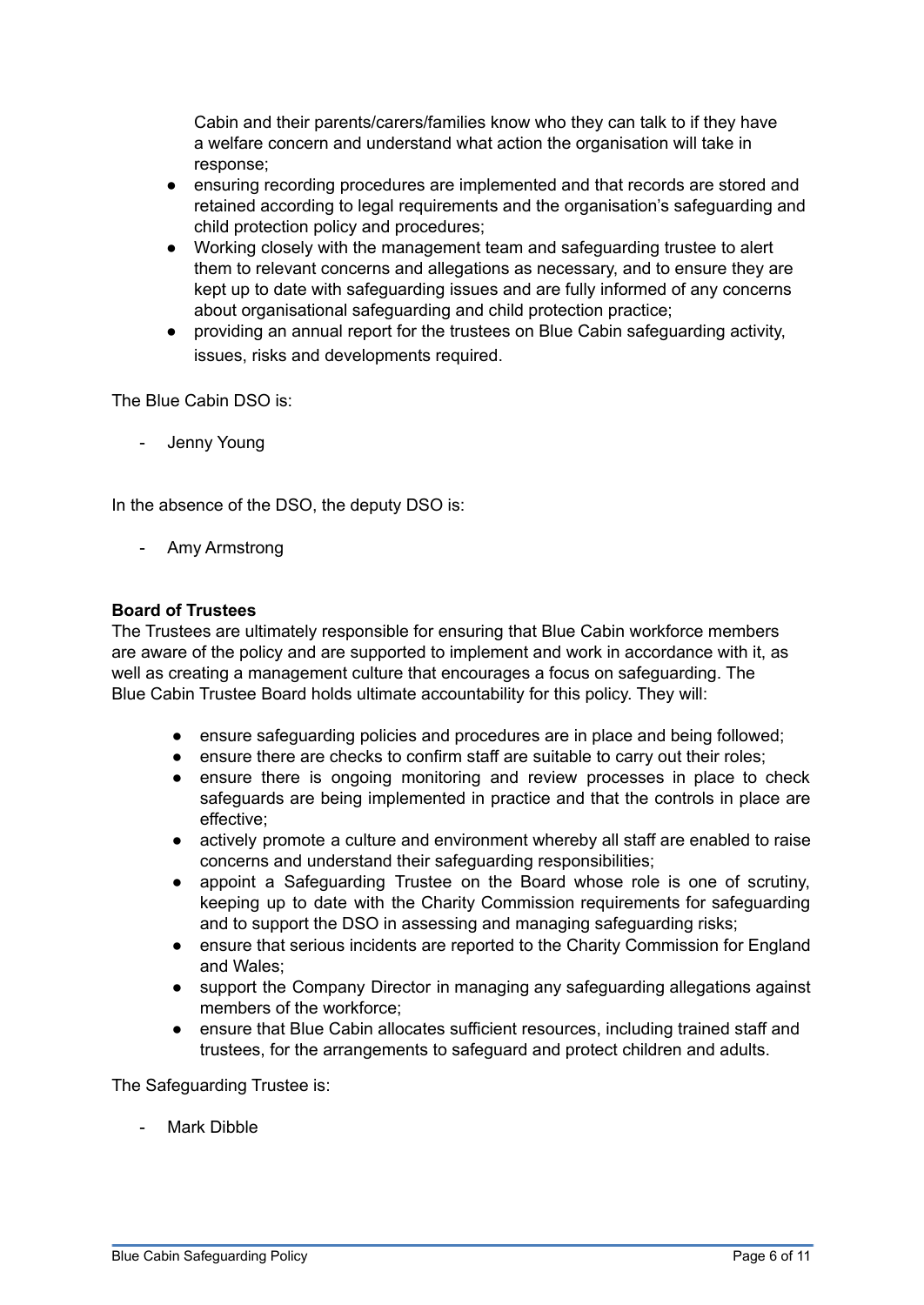Cabin and their parents/carers/families know who they can talk to if they have a welfare concern and understand what action the organisation will take in response;
- ensuring recording procedures are implemented and that records are stored and retained according to legal requirements and the organisation's safeguarding and child protection policy and procedures;
- Working closely with the management team and safeguarding trustee to alert them to relevant concerns and allegations as necessary, and to ensure they are kept up to date with safeguarding issues and are fully informed of any concerns about organisational safeguarding and child protection practice;
- providing an annual report for the trustees on Blue Cabin safeguarding activity, issues, risks and developments required.

The Blue Cabin DSO is:

- Jenny Young

In the absence of the DSO, the deputy DSO is:

- Amy Armstrong

**Board of Trustees**

The Trustees are ultimately responsible for ensuring that Blue Cabin workforce members are aware of the policy and are supported to implement and work in accordance with it, as well as creating a management culture that encourages a focus on safeguarding. The Blue Cabin Trustee Board holds ultimate accountability for this policy. They will:

- ensure safeguarding policies and procedures are in place and being followed;
- ensure there are checks to confirm staff are suitable to carry out their roles;
- ensure there is ongoing monitoring and review processes in place to check safeguards are being implemented in practice and that the controls in place are effective;
- actively promote a culture and environment whereby all staff are enabled to raise concerns and understand their safeguarding responsibilities;
- appoint a Safeguarding Trustee on the Board whose role is one of scrutiny, keeping up to date with the Charity Commission requirements for safeguarding and to support the DSO in assessing and managing safeguarding risks;
- ensure that serious incidents are reported to the Charity Commission for England and Wales;
- support the Company Director in managing any safeguarding allegations against members of the workforce;
- ensure that Blue Cabin allocates sufficient resources, including trained staff and trustees, for the arrangements to safeguard and protect children and adults.

The Safeguarding Trustee is:

- Mark Dibble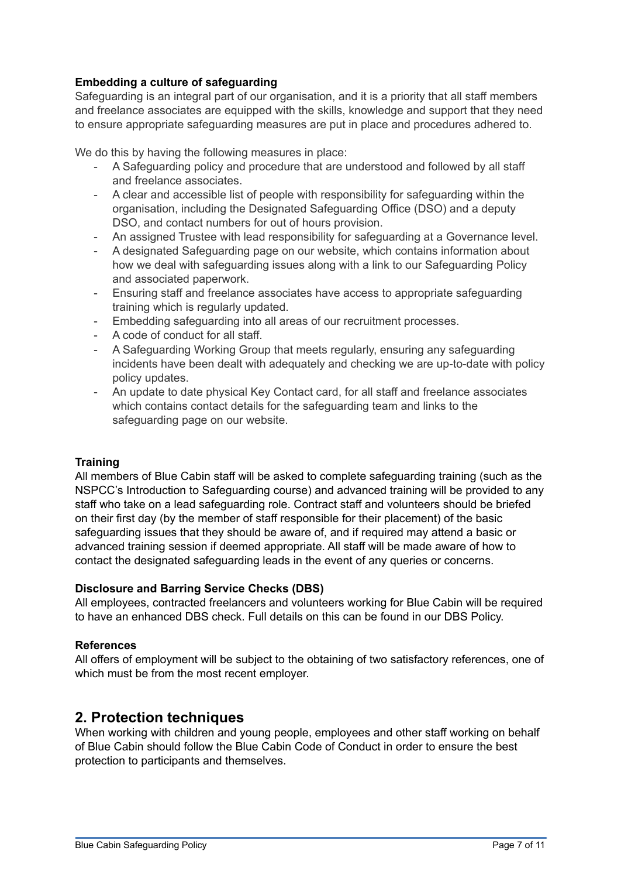**Embedding a culture of safeguarding**

Safeguarding is an integral part of our organisation, and it is a priority that all staff members and freelance associates are equipped with the skills, knowledge and support that they need to ensure appropriate safeguarding measures are put in place and procedures adhered to.

We do this by having the following measures in place:

- A Safeguarding policy and procedure that are understood and followed by all staff and freelance associates.
- A clear and accessible list of people with responsibility for safeguarding within the organisation, including the Designated Safeguarding Office (DSO) and a deputy DSO, and contact numbers for out of hours provision.
- An assigned Trustee with lead responsibility for safeguarding at a Governance level.
- A designated Safeguarding page on our website, which contains information about how we deal with safeguarding issues along with a link to our Safeguarding Policy and associated paperwork.
- Ensuring staff and freelance associates have access to appropriate safeguarding training which is regularly updated.
- Embedding safeguarding into all areas of our recruitment processes.
- A code of conduct for all staff.
- A Safeguarding Working Group that meets regularly, ensuring any safeguarding incidents have been dealt with adequately and checking we are up-to-date with policy policy updates.
- An update to date physical Key Contact card, for all staff and freelance associates which contains contact details for the safeguarding team and links to the safeguarding page on our website.

**Training**

All members of Blue Cabin staff will be asked to complete safeguarding training (such as the NSPCC's Introduction to Safeguarding course) and advanced training will be provided to any staff who take on a lead safeguarding role. Contract staff and volunteers should be briefed on their first day (by the member of staff responsible for their placement) of the basic safeguarding issues that they should be aware of, and if required may attend a basic or advanced training session if deemed appropriate. All staff will be made aware of how to contact the designated safeguarding leads in the event of any queries or concerns.

**Disclosure and Barring Service Checks (DBS)**

All employees, contracted freelancers and volunteers working for Blue Cabin will be required to have an enhanced DBS check. Full details on this can be found in our DBS Policy.

**References**

All offers of employment will be subject to the obtaining of two satisfactory references, one of which must be from the most recent employer.

## 2. Protection techniques

When working with children and young people, employees and other staff working on behalf of Blue Cabin should follow the Blue Cabin Code of Conduct in order to ensure the best protection to participants and themselves.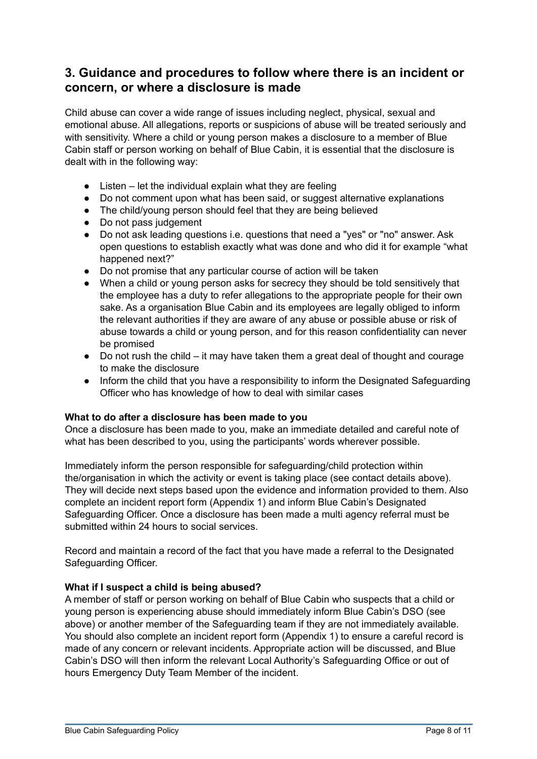## 3. Guidance and procedures to follow where there is an incident or concern, or where a disclosure is made

Child abuse can cover a wide range of issues including neglect, physical, sexual and emotional abuse. All allegations, reports or suspicions of abuse will be treated seriously and with sensitivity. Where a child or young person makes a disclosure to a member of Blue Cabin staff or person working on behalf of Blue Cabin, it is essential that the disclosure is dealt with in the following way:

- Listen – let the individual explain what they are feeling
- Do not comment upon what has been said, or suggest alternative explanations
- The child/young person should feel that they are being believed
- Do not pass judgement
- Do not ask leading questions i.e. questions that need a "yes" or "no" answer. Ask open questions to establish exactly what was done and who did it for example "what happened next?"
- Do not promise that any particular course of action will be taken
- When a child or young person asks for secrecy they should be told sensitively that the employee has a duty to refer allegations to the appropriate people for their own sake. As a organisation Blue Cabin and its employees are legally obliged to inform the relevant authorities if they are aware of any abuse or possible abuse or risk of abuse towards a child or young person, and for this reason confidentiality can never be promised
- Do not rush the child – it may have taken them a great deal of thought and courage to make the disclosure
- Inform the child that you have a responsibility to inform the Designated Safeguarding Officer who has knowledge of how to deal with similar cases

**What to do after a disclosure has been made to you**

Once a disclosure has been made to you, make an immediate detailed and careful note of what has been described to you, using the participants' words wherever possible.

Immediately inform the person responsible for safeguarding/child protection within the/organisation in which the activity or event is taking place (see contact details above). They will decide next steps based upon the evidence and information provided to them. Also complete an incident report form (Appendix 1) and inform Blue Cabin's Designated Safeguarding Officer. Once a disclosure has been made a multi agency referral must be submitted within 24 hours to social services.

Record and maintain a record of the fact that you have made a referral to the Designated Safeguarding Officer.

**What if I suspect a child is being abused?**

A member of staff or person working on behalf of Blue Cabin who suspects that a child or young person is experiencing abuse should immediately inform Blue Cabin's DSO (see above) or another member of the Safeguarding team if they are not immediately available. You should also complete an incident report form (Appendix 1) to ensure a careful record is made of any concern or relevant incidents. Appropriate action will be discussed, and Blue Cabin's DSO will then inform the relevant Local Authority's Safeguarding Office or out of hours Emergency Duty Team Member of the incident.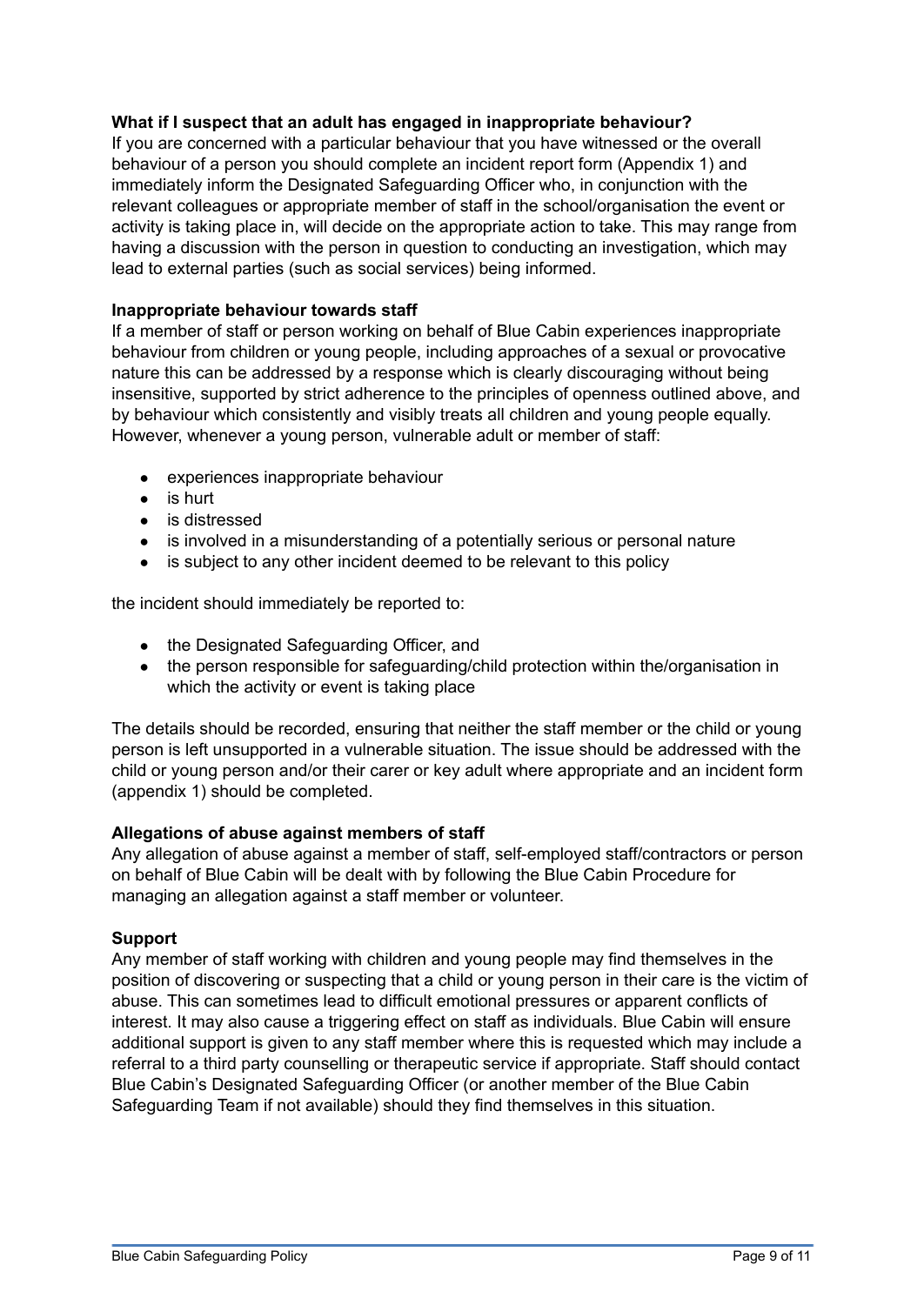**What if I suspect that an adult has engaged in inappropriate behaviour?**

If you are concerned with a particular behaviour that you have witnessed or the overall behaviour of a person you should complete an incident report form (Appendix 1) and immediately inform the Designated Safeguarding Officer who, in conjunction with the relevant colleagues or appropriate member of staff in the school/organisation the event or activity is taking place in, will decide on the appropriate action to take. This may range from having a discussion with the person in question to conducting an investigation, which may lead to external parties (such as social services) being informed.

**Inappropriate behaviour towards staff**

If a member of staff or person working on behalf of Blue Cabin experiences inappropriate behaviour from children or young people, including approaches of a sexual or provocative nature this can be addressed by a response which is clearly discouraging without being insensitive, supported by strict adherence to the principles of openness outlined above, and by behaviour which consistently and visibly treats all children and young people equally. However, whenever a young person, vulnerable adult or member of staff:

- experiences inappropriate behaviour
- is hurt
- is distressed
- is involved in a misunderstanding of a potentially serious or personal nature
- is subject to any other incident deemed to be relevant to this policy

the incident should immediately be reported to:

- the Designated Safeguarding Officer, and
- the person responsible for safeguarding/child protection within the/organisation in which the activity or event is taking place

The details should be recorded, ensuring that neither the staff member or the child or young person is left unsupported in a vulnerable situation. The issue should be addressed with the child or young person and/or their carer or key adult where appropriate and an incident form (appendix 1) should be completed.

**Allegations of abuse against members of staff**

Any allegation of abuse against a member of staff, self-employed staff/contractors or person on behalf of Blue Cabin will be dealt with by following the Blue Cabin Procedure for managing an allegation against a staff member or volunteer.

**Support**

Any member of staff working with children and young people may find themselves in the position of discovering or suspecting that a child or young person in their care is the victim of abuse. This can sometimes lead to difficult emotional pressures or apparent conflicts of interest. It may also cause a triggering effect on staff as individuals. Blue Cabin will ensure additional support is given to any staff member where this is requested which may include a referral to a third party counselling or therapeutic service if appropriate. Staff should contact Blue Cabin's Designated Safeguarding Officer (or another member of the Blue Cabin Safeguarding Team if not available) should they find themselves in this situation.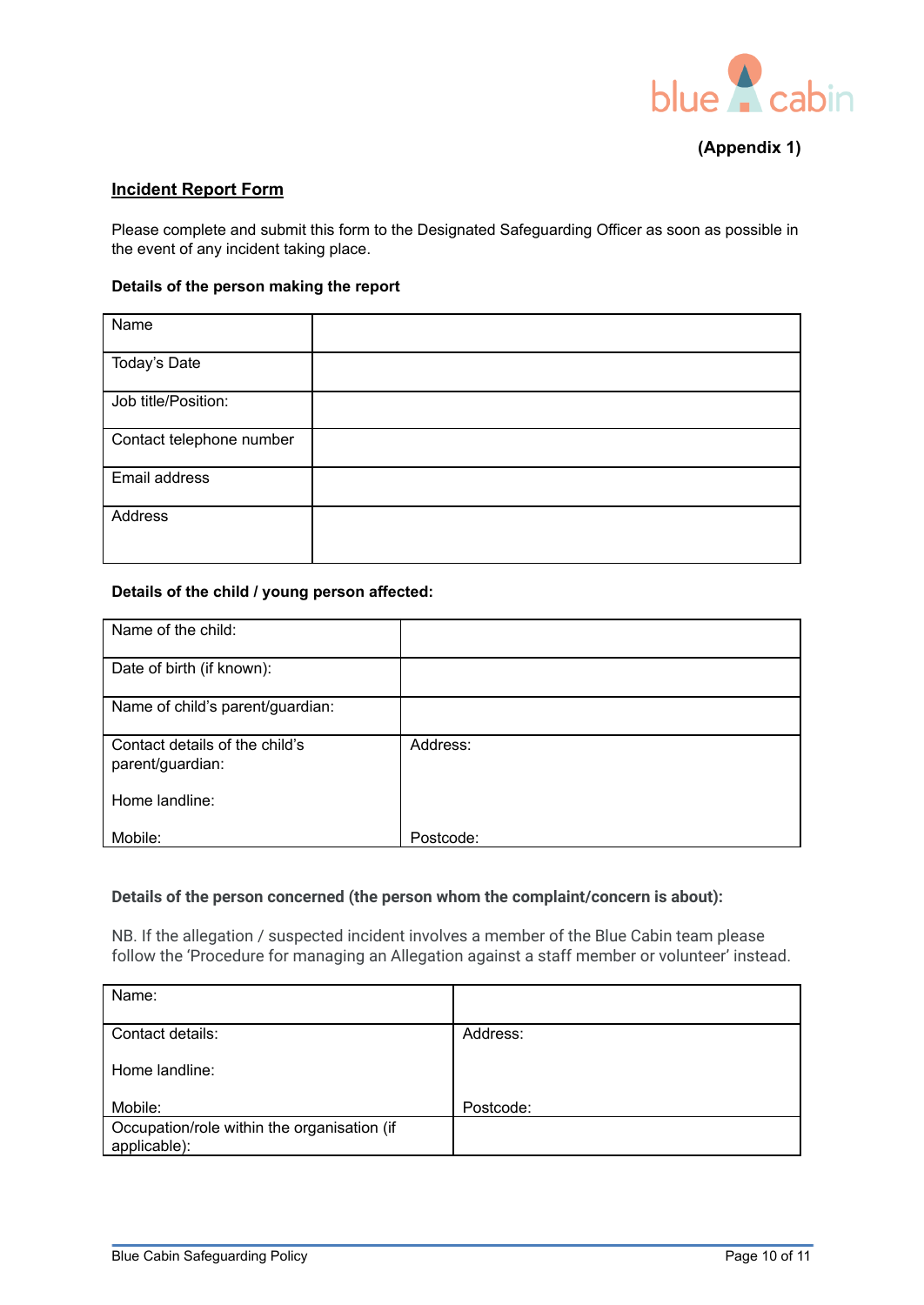(Appendix 1)

## Incident Report Form

Please complete and submit this form to the Designated Safeguarding Officer as soon as possible in the event of any incident taking place.

**Details of the person making the report**

| | |
|---|---|
| Name | |
| Today's Date | |
| Job title/Position: | |
| Contact telephone number | |
| Email address | |
| Address | |

**Details of the child / young person affected:**

| | |
|---|---|
| Name of the child: | |
| Date of birth (if known): | |
| Name of child's parent/guardian: | |
| Contact details of the child's parent/guardian:<br><br>Home landline:<br><br>Mobile: | Address:<br><br><br><br>Postcode: |

**Details of the person concerned (the person whom the complaint/concern is about):**

NB. If the allegation / suspected incident involves a member of the Blue Cabin team please follow the 'Procedure for managing an Allegation against a staff member or volunteer' instead.

| | |
|---|---|
| Name: | |
| Contact details:<br><br>Home landline:<br><br>Mobile: | Address:<br><br><br><br>Postcode: |
| Occupation/role within the organisation (if applicable): | |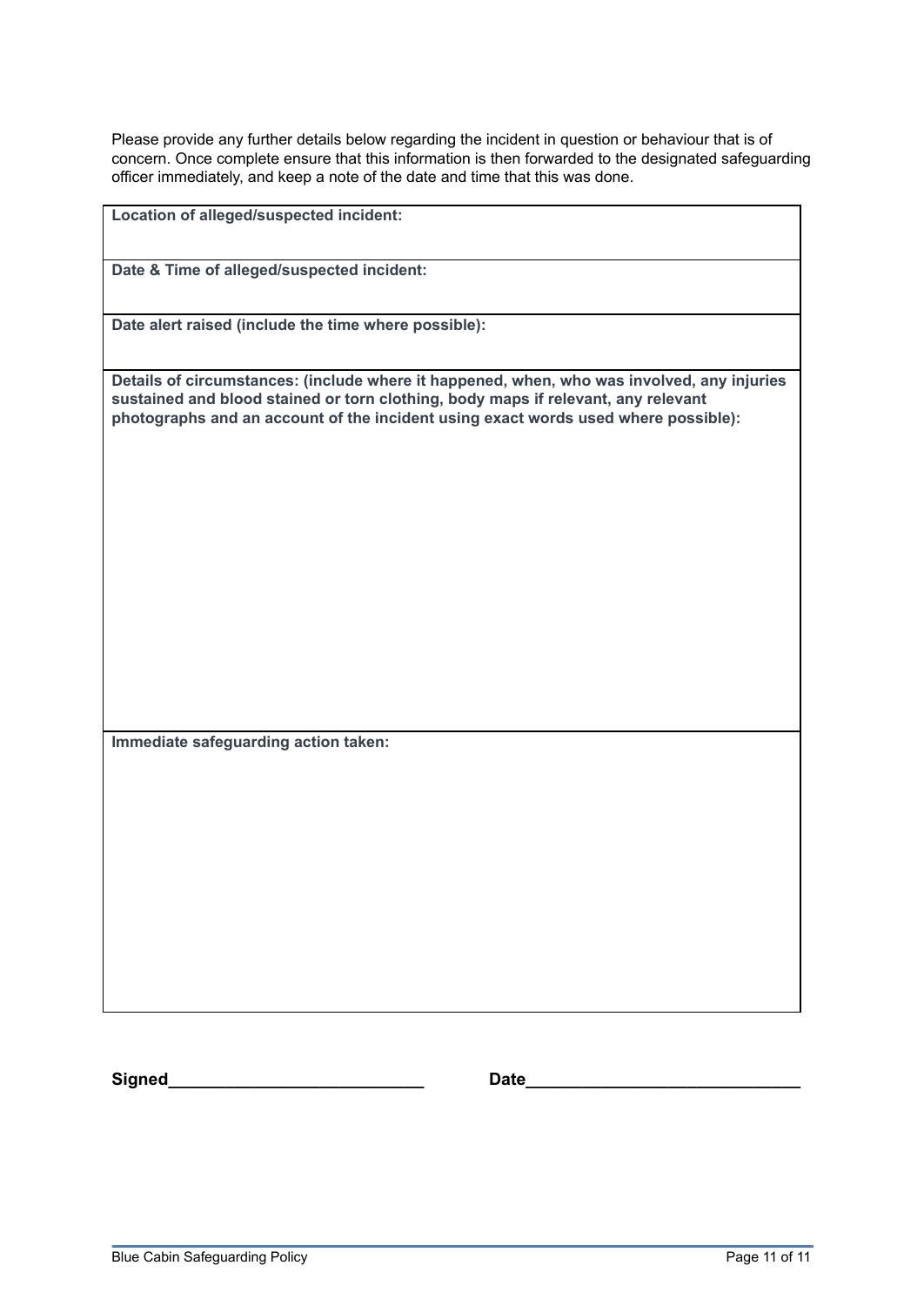Please provide any further details below regarding the incident in question or behaviour that is of concern. Once complete ensure that this information is then forwarded to the designated safeguarding officer immediately, and keep a note of the date and time that this was done.

| |
|---|
| **Location of alleged/suspected incident:** |
| **Date & Time of alleged/suspected incident:** |
| **Date alert raised (include the time where possible):** |
| **Details of circumstances: (include where it happened, when, who was involved, any injuries sustained and blood stained or torn clothing, body maps if relevant, any relevant photographs and an account of the incident using exact words used where possible):** |
| **Immediate safeguarding action taken:** |

**Signed**___________________________ **Date**_____________________________